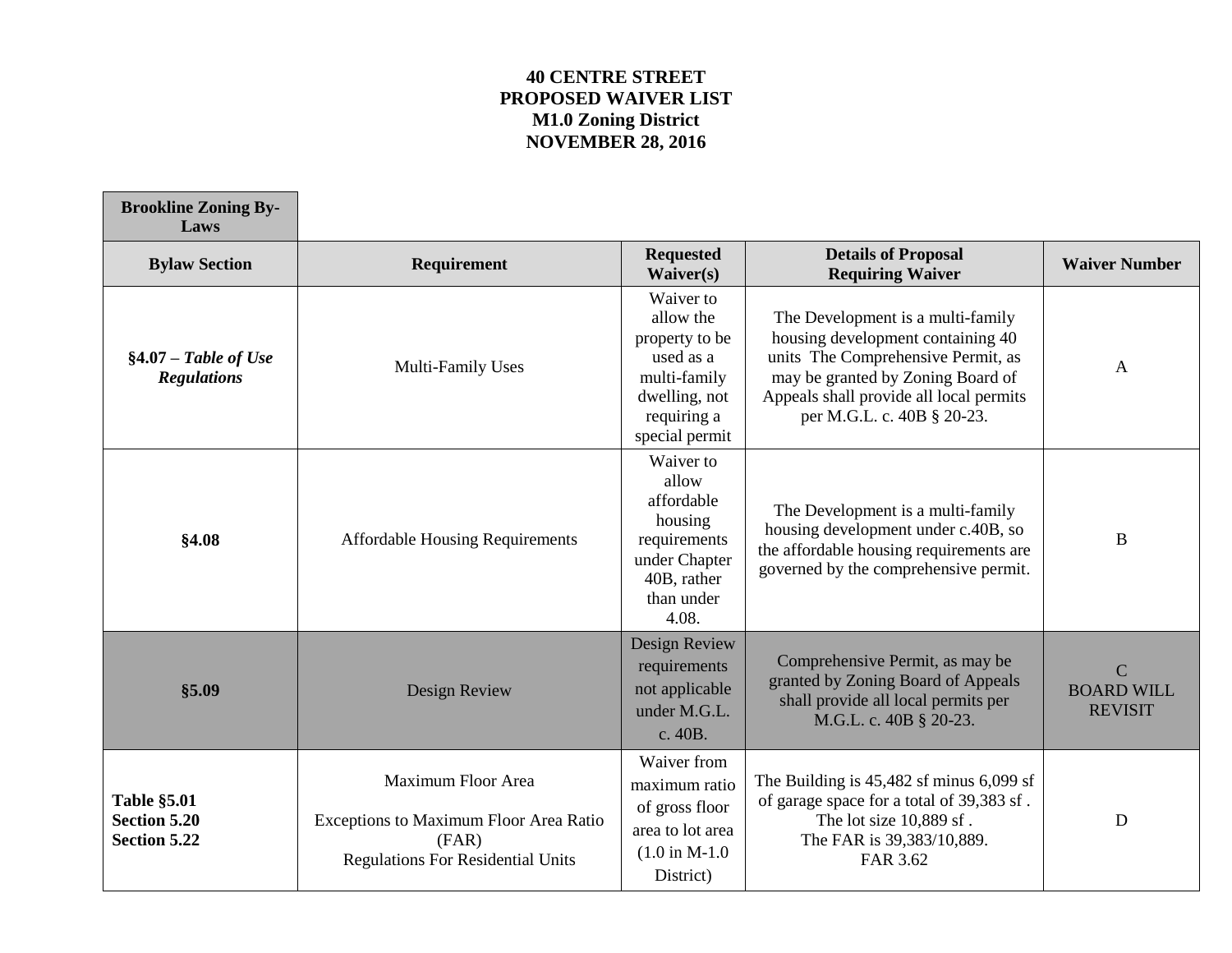# 40 CENTRE STREET
# PROPOSED WAIVER LIST
# M1.0 Zoning District
# NOVEMBER 28, 2016

| **Brookline Zoning By-Laws** | | | | |
|---|---|---|---|---|
| **Bylaw Section** | **Requirement** | **Requested Waiver(s)** | **Details of Proposal Requiring Waiver** | **Waiver Number** |
| **§4.07 – *Table of Use Regulations*** | Multi-Family Uses | Waiver to allow the property to be used as a multi-family dwelling, not requiring a special permit | The Development is a multi-family housing development containing 40 units The Comprehensive Permit, as may be granted by Zoning Board of Appeals shall provide all local permits per M.G.L. c. 40B § 20-23. | A |
| **§4.08** | Affordable Housing Requirements | Waiver to allow affordable housing requirements under Chapter 40B, rather than under 4.08. | The Development is a multi-family housing development under c.40B, so the affordable housing requirements are governed by the comprehensive permit. | B |
| **§5.09** | Design Review | Design Review requirements not applicable under M.G.L. c. 40B. | Comprehensive Permit, as may be granted by Zoning Board of Appeals shall provide all local permits per M.G.L. c. 40B § 20-23. | C<br>BOARD WILL REVISIT |
| **Table §5.01**<br>**Section 5.20**<br>**Section 5.22** | Maximum Floor Area<br><br>Exceptions to Maximum Floor Area Ratio (FAR)<br>Regulations For Residential Units | Waiver from maximum ratio of gross floor area to lot area (1.0 in M-1.0 District) | The Building is 45,482 sf minus 6,099 sf of garage space for a total of 39,383 sf .<br>The lot size 10,889 sf .<br>The FAR is 39,383/10,889.<br>FAR 3.62 | D |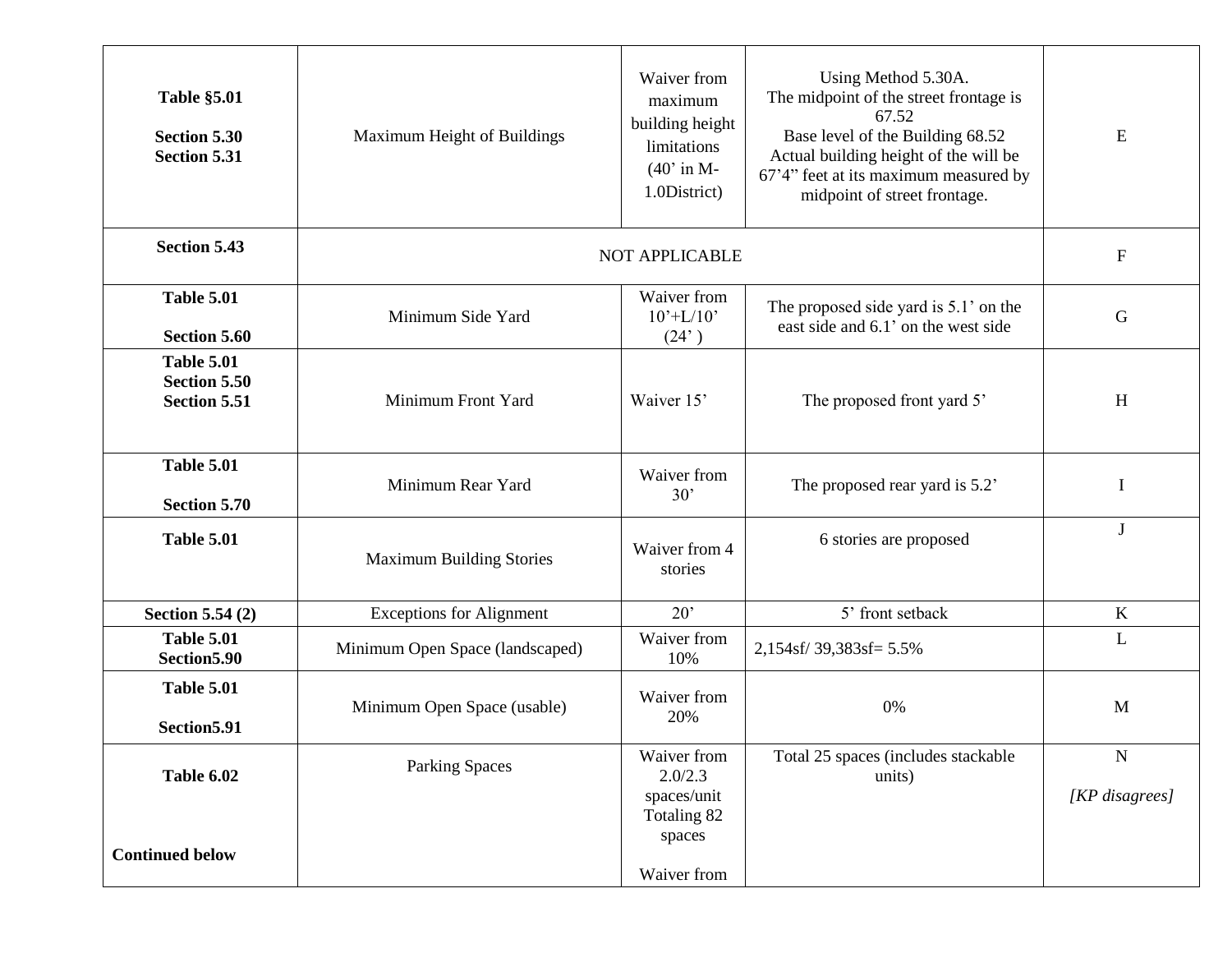| | | | | |
|---|---|---|---|---|
| **Table §5.01**<br><br>**Section 5.30**<br>**Section 5.31** | Maximum Height of Buildings | Waiver from maximum building height limitations (40' in M-1.0District) | Using Method 5.30A.<br>The midpoint of the street frontage is 67.52<br>Base level of the Building 68.52<br>Actual building height of the will be 67'4" feet at its maximum measured by midpoint of street frontage. | E |
| **Section 5.43** | NOT APPLICABLE | | | F |
| **Table 5.01**<br><br>**Section 5.60** | Minimum Side Yard | Waiver from 10'+L/10' (24' ) | The proposed side yard is 5.1' on the east side and 6.1' on the west side | G |
| **Table 5.01**<br>**Section 5.50**<br>**Section 5.51** | Minimum Front Yard | Waiver 15' | The proposed front yard 5' | H |
| **Table 5.01**<br><br>**Section 5.70** | Minimum Rear Yard | Waiver from 30' | The proposed rear yard is 5.2' | I |
| **Table 5.01** | Maximum Building Stories | Waiver from 4 stories | 6 stories are proposed | J |
| **Section 5.54 (2)** | Exceptions for Alignment | 20' | 5' front setback | K |
| **Table 5.01**<br>**Section5.90** | Minimum Open Space (landscaped) | Waiver from 10% | 2,154sf/ 39,383sf= 5.5% | L |
| **Table 5.01**<br><br>**Section5.91** | Minimum Open Space (usable) | Waiver from 20% | 0% | M |
| **Table 6.02**<br><br><br>**Continued below** | Parking Spaces | Waiver from 2.0/2.3 spaces/unit Totaling 82 spaces<br><br>Waiver from | Total 25 spaces (includes stackable units) | N<br><br>*[KP disagrees]* |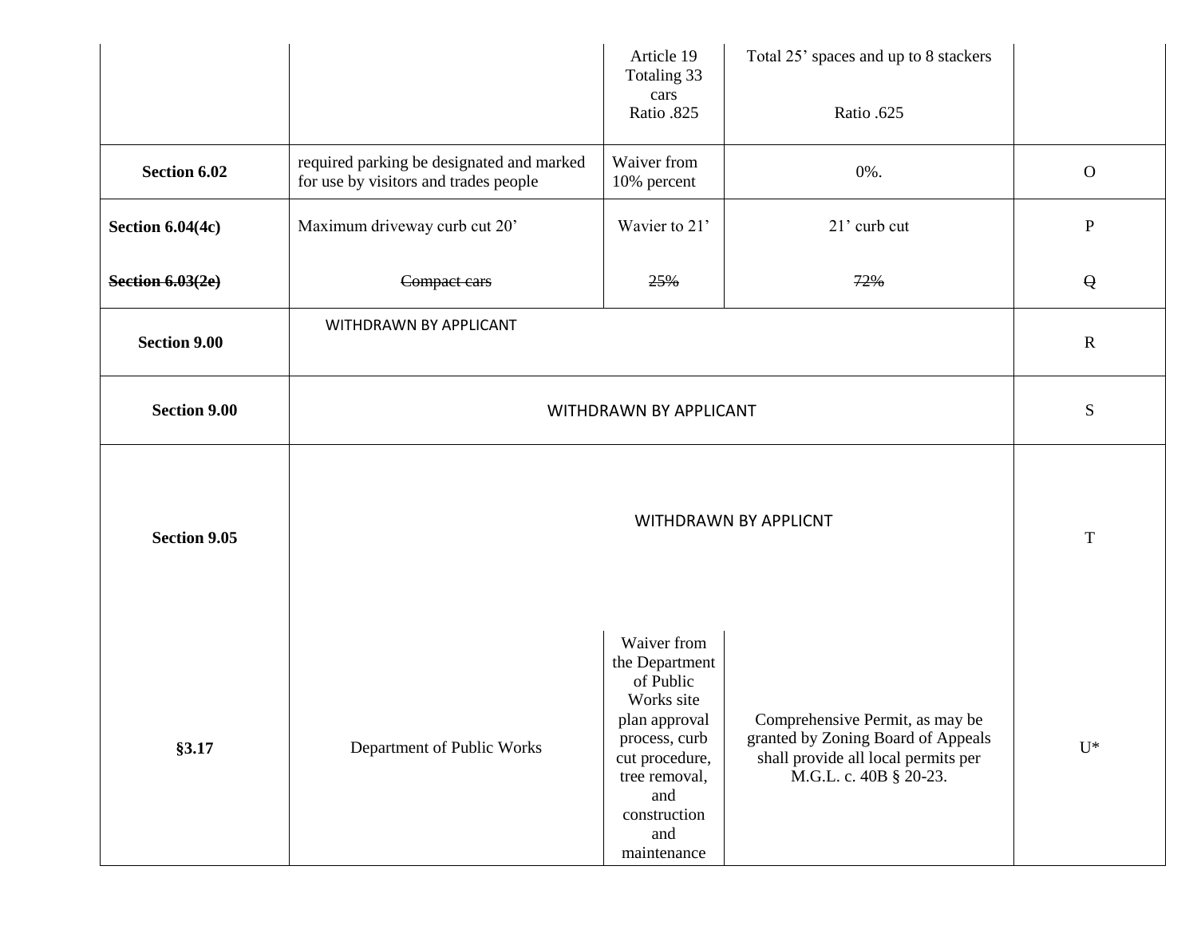| | | Article 19 Totaling 33 cars Ratio .825 | Total 25' spaces and up to 8 stackers Ratio .625 | |
|---|---|---|---|---|
| **Section 6.02** | required parking be designated and marked for use by visitors and trades people | Waiver from 10% percent | 0%. | O |
| **Section 6.04(4c)** | Maximum driveway curb cut 20' | Wavier to 21' | 21' curb cut | P |
| ~~**Section 6.03(2e)**~~ | ~~Compact cars~~ | ~~25%~~ | ~~72%~~ | ~~Q~~ |
| **Section 9.00** | WITHDRAWN BY APPLICANT | | | R |
| **Section 9.00** | WITHDRAWN BY APPLICANT | | | S |
| **Section 9.05** | WITHDRAWN BY APPLICNT | | | T |
| **§3.17** | Department of Public Works | Waiver from the Department of Public Works site plan approval process, curb cut procedure, tree removal, and construction and maintenance | Comprehensive Permit, as may be granted by Zoning Board of Appeals shall provide all local permits per M.G.L. c. 40B § 20-23. | U* |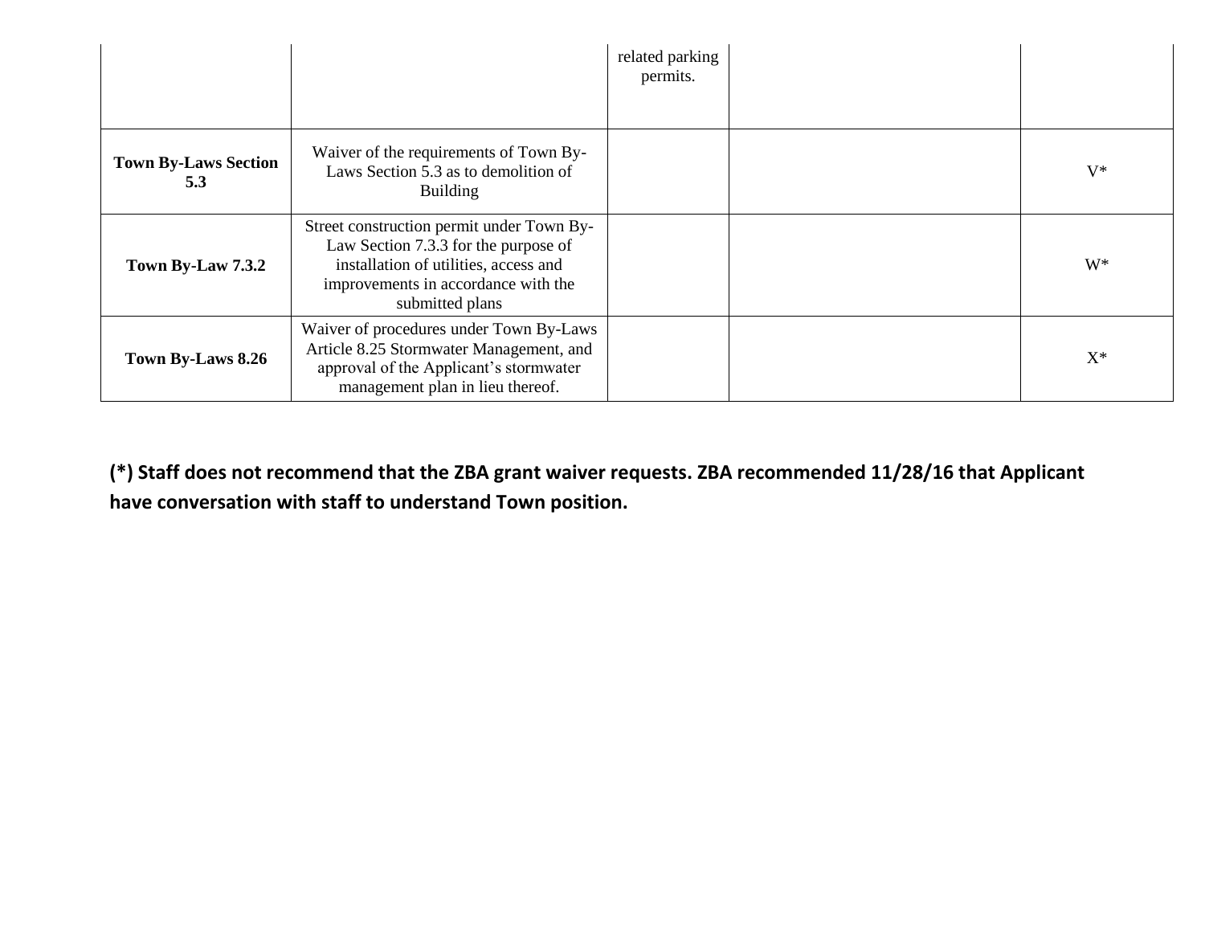| | | | | |
|---|---|---|---|---|
| | | related parking permits. | | |
| **Town By-Laws Section 5.3** | Waiver of the requirements of Town By-Laws Section 5.3 as to demolition of Building | | | V* |
| **Town By-Law 7.3.2** | Street construction permit under Town By-Law Section 7.3.3 for the purpose of installation of utilities, access and improvements in accordance with the submitted plans | | | W* |
| **Town By-Laws 8.26** | Waiver of procedures under Town By-Laws Article 8.25 Stormwater Management, and approval of the Applicant's stormwater management plan in lieu thereof. | | | X* |

**(*) Staff does not recommend that the ZBA grant waiver requests. ZBA recommended 11/28/16 that Applicant have conversation with staff to understand Town position.**